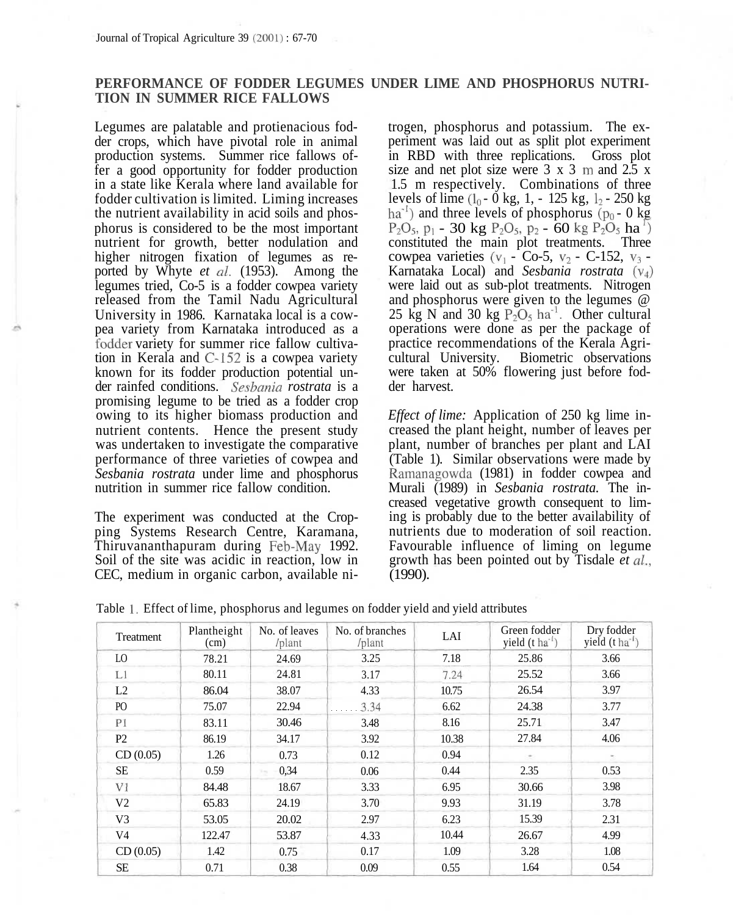# PERFORMANCE OF FODDER LEGUMES UNDER LIME AND PHOSPHORUS NUTRITION IN SUMMER RICE FALLOWS

Legumes are palatable and protienacious fodder crops, which have pivotal role in animal production systems. Summer rice fallows offer a good opportunity for fodder production in a state like Kerala where land available for fodder cultivation is limited. Liming increases the nutrient availability in acid soils and phosphorus is considered to be the most important nutrient for growth, better nodulation and higher nitrogen fixation of legumes as reported by Whyte *et al.* (1953). Among the legumes tried, Co-5 is a fodder cowpea variety released from the Tamil Nadu Agricultural University in 1986. Karnataka local is a cowpea variety from Karnataka introduced as a fodder variety for summer rice fallow cultivation in Kerala and C-152 is a cowpea variety known for its fodder production potential under rainfed conditions. *Sesbania rostrata* is a promising legume to be tried as a fodder crop owing to its higher biomass production and nutrient contents. Hence the present study was undertaken to investigate the comparative performance of three varieties of cowpea and *Sesbania rostrata* under lime and phosphorus nutrition in summer rice fallow condition.

The experiment was conducted at the Cropping Systems Research Centre, Karamana, Thiruvananthapuram during Feb-May 1992. Soil of the site was acidic in reaction, low in CEC, medium in organic carbon, available nitrogen, phosphorus and potassium. The experiment was laid out as split plot experiment in RBD with three replications. Gross plot size and net plot size were 3 x 3 m and 2.5 x 1.5 m respectively. Combinations of three levels of lime ($l_0$ - 0 kg, 1, - 125 kg, $l_2$ - 250 kg $ha^{-1}$) and three levels of phosphorus ($p_0$ - 0 kg $P_2O_5$, $p_1$ - 30 kg $P_2O_5$, $p_2$ - 60 kg $P_2O_5$ $ha^{-1}$) constituted the main plot treatments. Three cowpea varieties ($v_1$ - Co-5, $v_2$ - C-152, $v_3$ - Karnataka Local) and *Sesbania rostrata* ($v_4$) were laid out as sub-plot treatments. Nitrogen and phosphorus were given to the legumes @ 25 kg N and 30 kg $P_2O_5$ $ha^{-1}$. Other cultural operations were done as per the package of practice recommendations of the Kerala Agricultural University. Biometric observations were taken at 50% flowering just before fodder harvest.

*Effect of lime:* Application of 250 kg lime increased the plant height, number of leaves per plant, number of branches per plant and LAI (Table 1). Similar observations were made by Ramanagowda (1981) in fodder cowpea and Murali (1989) in *Sesbania rostrata.* The increased vegetative growth consequent to liming is probably due to the better availability of nutrients due to moderation of soil reaction. Favourable influence of liming on legume growth has been pointed out by Tisdale *et al.,* (1990).

Table 1. Effect of lime, phosphorus and legumes on fodder yield and yield attributes

| Treatment | Plantheight (cm) | No. of leaves /plant | No. of branches /plant | LAI | Green fodder yield (t $ha^{-1}$) | Dry fodder yield (t $ha^{-1}$) |
|---|---|---|---|---|---|---|
| LO | 78.21 | 24.69 | 3.25 | 7.18 | 25.86 | 3.66 |
| L1 | 80.11 | 24.81 | 3.17 | 7.24 | 25.52 | 3.66 |
| L2 | 86.04 | 38.07 | 4.33 | 10.75 | 26.54 | 3.97 |
| PO | 75.07 | 22.94 | 3.34 | 6.62 | 24.38 | 3.77 |
| P1 | 83.11 | 30.46 | 3.48 | 8.16 | 25.71 | 3.47 |
| P2 | 86.19 | 34.17 | 3.92 | 10.38 | 27.84 | 4.06 |
| CD (0.05) | 1.26 | 0.73 | 0.12 | 0.94 | - | - |
| SE | 0.59 | 0,34 | 0.06 | 0.44 | 2.35 | 0.53 |
| V1 | 84.48 | 18.67 | 3.33 | 6.95 | 30.66 | 3.98 |
| V2 | 65.83 | 24.19 | 3.70 | 9.93 | 31.19 | 3.78 |
| V3 | 53.05 | 20.02 | 2.97 | 6.23 | 15.39 | 2.31 |
| V4 | 122.47 | 53.87 | 4.33 | 10.44 | 26.67 | 4.99 |
| CD (0.05) | 1.42 | 0.75 | 0.17 | 1.09 | 3.28 | 1.08 |
| SE | 0.71 | 0.38 | 0.09 | 0.55 | 1.64 | 0.54 |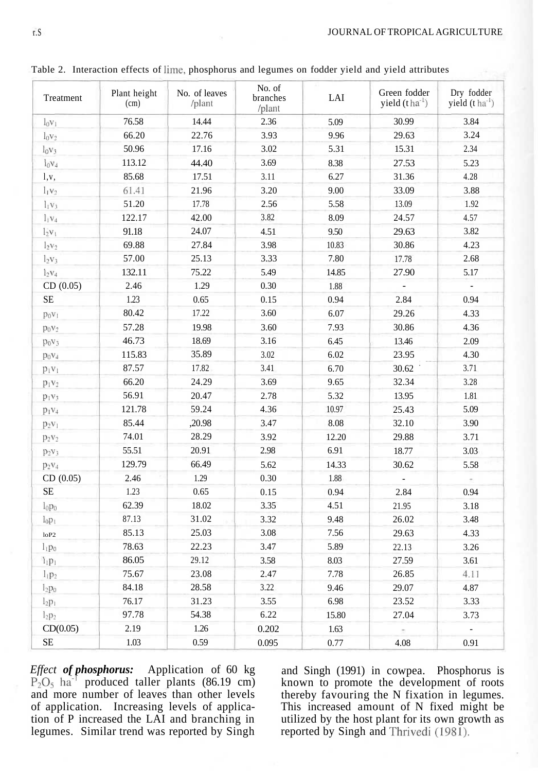Table 2. Interaction effects of lime, phosphorus and legumes on fodder yield and yield attributes

| Treatment | Plant height (cm) | No. of leaves /plant | No. of branches /plant | LAI | Green fodder yield ($t\ ha^{-1}$) | Dry fodder yield ($t\ ha^{-1}$) |
|---|---|---|---|---|---|---|
| $l_0v_1$ | 76.58 | 14.44 | 2.36 | 5.09 | 30.99 | 3.84 |
| $l_0v_2$ | 66.20 | 22.76 | 3.93 | 9.96 | 29.63 | 3.24 |
| $l_0v_3$ | 50.96 | 17.16 | 3.02 | 5.31 | 15.31 | 2.34 |
| $l_0v_4$ | 113.12 | 44.40 | 3.69 | 8.38 | 27.53 | 5.23 |
| $l_1v_1$ | 85.68 | 17.51 | 3.11 | 6.27 | 31.36 | 4.28 |
| $l_1v_2$ | 61.41 | 21.96 | 3.20 | 9.00 | 33.09 | 3.88 |
| $l_1v_3$ | 51.20 | 17.78 | 2.56 | 5.58 | 13.09 | 1.92 |
| $l_1v_4$ | 122.17 | 42.00 | 3.82 | 8.09 | 24.57 | 4.57 |
| $l_2v_1$ | 91.18 | 24.07 | 4.51 | 9.50 | 29.63 | 3.82 |
| $l_2v_2$ | 69.88 | 27.84 | 3.98 | 10.83 | 30.86 | 4.23 |
| $l_2v_3$ | 57.00 | 25.13 | 3.33 | 7.80 | 17.78 | 2.68 |
| $l_2v_4$ | 132.11 | 75.22 | 5.49 | 14.85 | 27.90 | 5.17 |
| CD (0.05) | 2.46 | 1.29 | 0.30 | 1.88 | - | - |
| SE | 1.23 | 0.65 | 0.15 | 0.94 | 2.84 | 0.94 |
| $p_0v_1$ | 80.42 | 17.22 | 3.60 | 6.07 | 29.26 | 4.33 |
| $p_0v_2$ | 57.28 | 19.98 | 3.60 | 7.93 | 30.86 | 4.36 |
| $p_0v_3$ | 46.73 | 18.69 | 3.16 | 6.45 | 13.46 | 2.09 |
| $p_0v_4$ | 115.83 | 35.89 | 3.02 | 6.02 | 23.95 | 4.30 |
| $p_1v_1$ | 87.57 | 17.82 | 3.41 | 6.70 | 30.62 | 3.71 |
| $p_1v_2$ | 66.20 | 24.29 | 3.69 | 9.65 | 32.34 | 3.28 |
| $p_1v_3$ | 56.91 | 20.47 | 2.78 | 5.32 | 13.95 | 1.81 |
| $p_1v_4$ | 121.78 | 59.24 | 4.36 | 10.97 | 25.43 | 5.09 |
| $p_2v_1$ | 85.44 | 20.98 | 3.47 | 8.08 | 32.10 | 3.90 |
| $p_2v_2$ | 74.01 | 28.29 | 3.92 | 12.20 | 29.88 | 3.71 |
| $p_2v_3$ | 55.51 | 20.91 | 2.98 | 6.91 | 18.77 | 3.03 |
| $p_2v_4$ | 129.79 | 66.49 | 5.62 | 14.33 | 30.62 | 5.58 |
| CD (0.05) | 2.46 | 1.29 | 0.30 | 1.88 | - | - |
| SE | 1.23 | 0.65 | 0.15 | 0.94 | 2.84 | 0.94 |
| $l_0p_0$ | 62.39 | 18.02 | 3.35 | 4.51 | 21.95 | 3.18 |
| $l_0p_1$ | 87.13 | 31.02 | 3.32 | 9.48 | 26.02 | 3.48 |
| $l_0p_2$ | 85.13 | 25.03 | 3.08 | 7.56 | 29.63 | 4.33 |
| $l_1p_0$ | 78.63 | 22.23 | 3.47 | 5.89 | 22.13 | 3.26 |
| $l_1p_1$ | 86.05 | 29.12 | 3.58 | 8.03 | 27.59 | 3.61 |
| $l_1p_2$ | 75.67 | 23.08 | 2.47 | 7.78 | 26.85 | 4.11 |
| $l_2p_0$ | 84.18 | 28.58 | 3.22 | 9.46 | 29.07 | 4.87 |
| $l_2p_1$ | 76.17 | 31.23 | 3.55 | 6.98 | 23.52 | 3.33 |
| $l_2p_2$ | 97.78 | 54.38 | 6.22 | 15.80 | 27.04 | 3.73 |
| CD(0.05) | 2.19 | 1.26 | 0.202 | 1.63 | - | - |
| SE | 1.03 | 0.59 | 0.095 | 0.77 | 4.08 | 0.91 |

*Effect **of phosphorus:*** Application of 60 kg $P_2O_5\ ha^{-1}$ produced taller plants (86.19 cm) and more number of leaves than other levels of application. Increasing levels of application of P increased the LAI and branching in legumes. Similar trend was reported by Singh and Singh (1991) in cowpea. Phosphorus is known to promote the development of roots thereby favouring the N fixation in legumes. This increased amount of N fixed might be utilized by the host plant for its own growth as reported by Singh and Thrivedi (1981).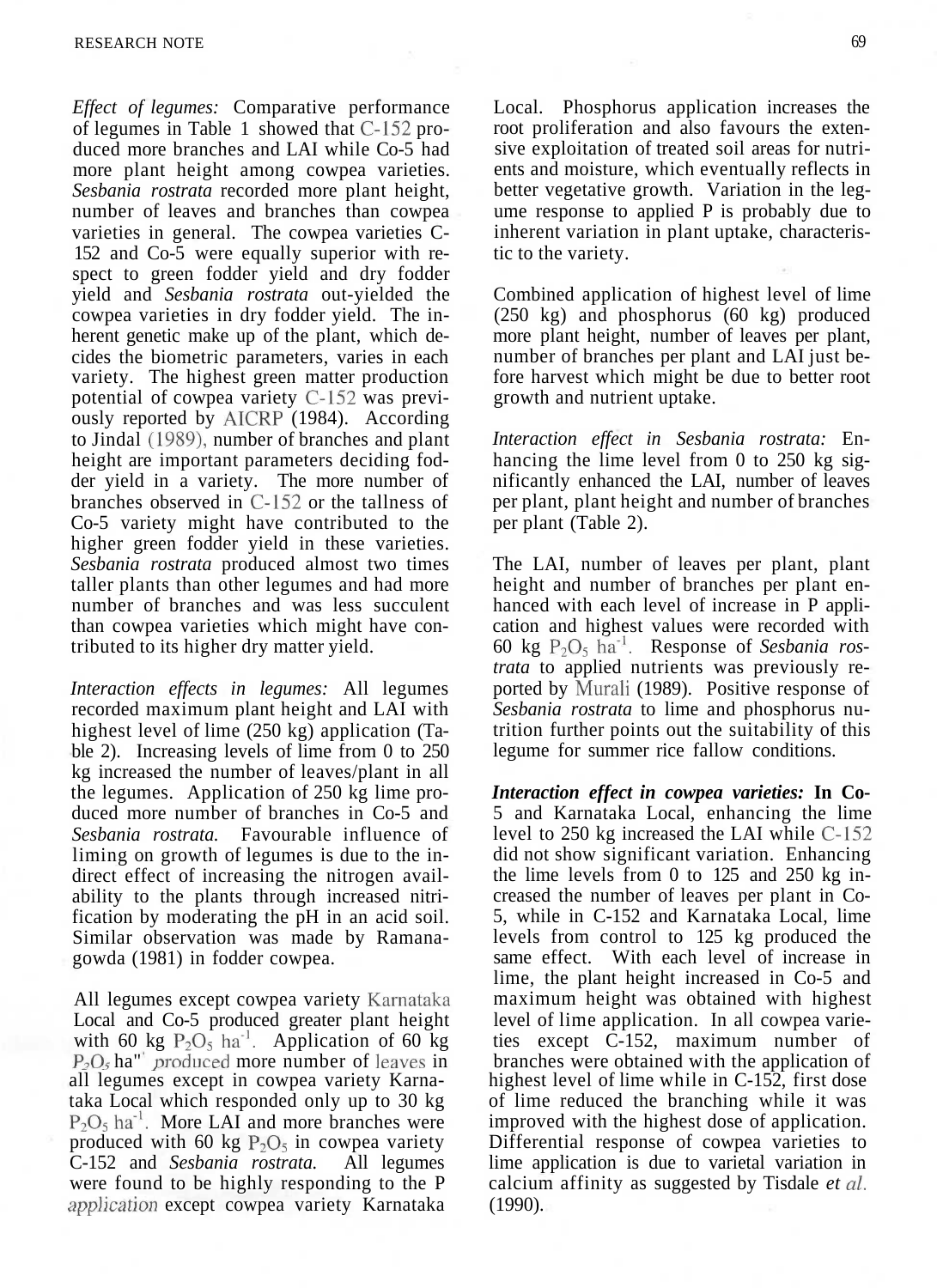*Effect of legumes:* Comparative performance of legumes in Table 1 showed that C-152 produced more branches and LAI while Co-5 had more plant height among cowpea varieties. *Sesbania rostrata* recorded more plant height, number of leaves and branches than cowpea varieties in general. The cowpea varieties C-152 and Co-5 were equally superior with respect to green fodder yield and dry fodder yield and *Sesbania rostrata* out-yielded the cowpea varieties in dry fodder yield. The inherent genetic make up of the plant, which decides the biometric parameters, varies in each variety. The highest green matter production potential of cowpea variety C-152 was previously reported by AICRP (1984). According to Jindal (1989), number of branches and plant height are important parameters deciding fodder yield in a variety. The more number of branches observed in C-152 or the tallness of Co-5 variety might have contributed to the higher green fodder yield in these varieties. *Sesbania rostrata* produced almost two times taller plants than other legumes and had more number of branches and was less succulent than cowpea varieties which might have contributed to its higher dry matter yield.

*Interaction effects in legumes:* All legumes recorded maximum plant height and LAI with highest level of lime (250 kg) application (Table 2). Increasing levels of lime from 0 to 250 kg increased the number of leaves/plant in all the legumes. Application of 250 kg lime produced more number of branches in Co-5 and *Sesbania rostrata.* Favourable influence of liming on growth of legumes is due to the indirect effect of increasing the nitrogen availability to the plants through increased nitrification by moderating the pH in an acid soil. Similar observation was made by Ramanagowda (1981) in fodder cowpea.

All legumes except cowpea variety Karnataka Local and Co-5 produced greater plant height with 60 kg $P_2O_5$ $ha^{-1}$. Application of 60 kg $P_2O_5$ $ha^{-1}$ produced more number of leaves in all legumes except in cowpea variety Karnataka Local which responded only up to 30 kg $P_2O_5$ $ha^{-1}$. More LAI and more branches were produced with 60 kg $P_2O_5$ in cowpea variety C-152 and *Sesbania rostrata.* All legumes were found to be highly responding to the P application except cowpea variety Karnataka Local. Phosphorus application increases the root proliferation and also favours the extensive exploitation of treated soil areas for nutrients and moisture, which eventually reflects in better vegetative growth. Variation in the legume response to applied P is probably due to inherent variation in plant uptake, characteristic to the variety.

Combined application of highest level of lime (250 kg) and phosphorus (60 kg) produced more plant height, number of leaves per plant, number of branches per plant and LAI just before harvest which might be due to better root growth and nutrient uptake.

*Interaction effect in Sesbania rostrata:* Enhancing the lime level from 0 to 250 kg significantly enhanced the LAI, number of leaves per plant, plant height and number of branches per plant (Table 2).

The LAI, number of leaves per plant, plant height and number of branches per plant enhanced with each level of increase in P application and highest values were recorded with 60 kg $P_2O_5$ $ha^{-1}$. Response of *Sesbania rostrata* to applied nutrients was previously reported by Murali (1989). Positive response of *Sesbania rostrata* to lime and phosphorus nutrition further points out the suitability of this legume for summer rice fallow conditions.

***Interaction effect in cowpea varieties:*** **In** Co-5 and Karnataka Local, enhancing the lime level to 250 kg increased the LAI while C-152 did not show significant variation. Enhancing the lime levels from 0 to 125 and 250 kg increased the number of leaves per plant in Co-5, while in C-152 and Karnataka Local, lime levels from control to 125 kg produced the same effect. With each level of increase in lime, the plant height increased in Co-5 and maximum height was obtained with highest level of lime application. In all cowpea varieties except C-152, maximum number of branches were obtained with the application of highest level of lime while in C-152, first dose of lime reduced the branching while it was improved with the highest dose of application. Differential response of cowpea varieties to lime application is due to varietal variation in calcium affinity as suggested by Tisdale *et al.* (1990).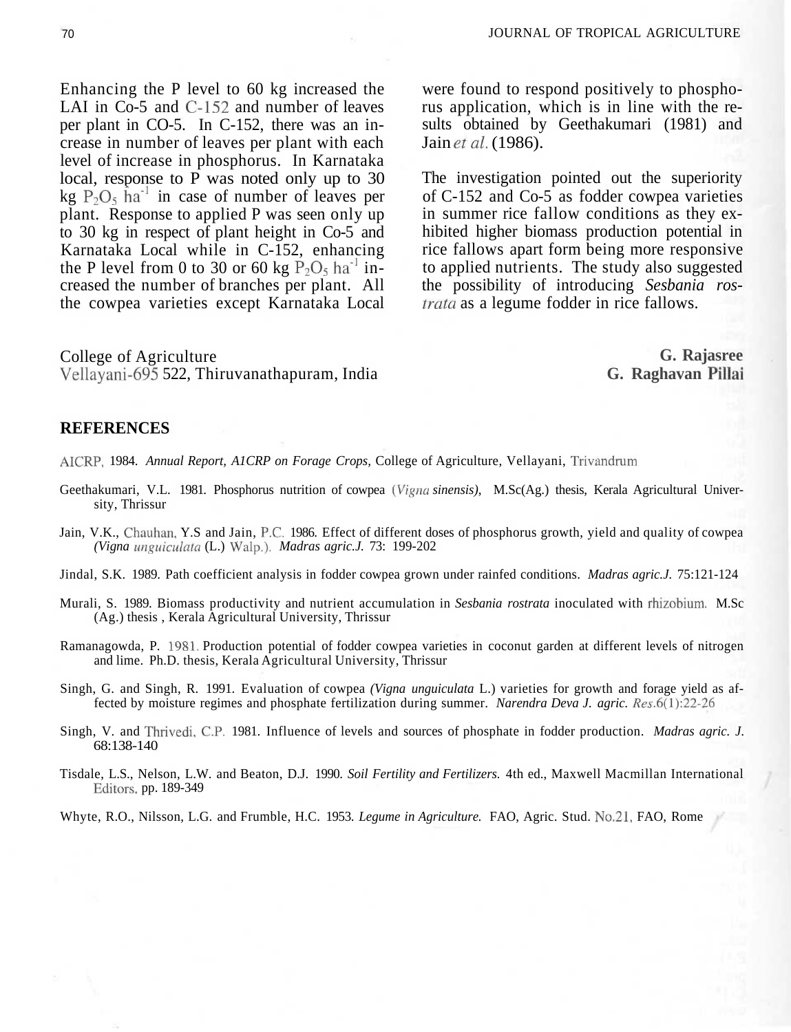Enhancing the P level to 60 kg increased the LAI in Co-5 and C-152 and number of leaves per plant in CO-5. In C-152, there was an increase in number of leaves per plant with each level of increase in phosphorus. In Karnataka local, response to P was noted only up to 30 kg $P_2O_5$ $ha^{-1}$ in case of number of leaves per plant. Response to applied P was seen only up to 30 kg in respect of plant height in Co-5 and Karnataka Local while in C-152, enhancing the P level from 0 to 30 or 60 kg $P_2O_5$ $ha^{-1}$ increased the number of branches per plant. All the cowpea varieties except Karnataka Local were found to respond positively to phosphorus application, which is in line with the results obtained by Geethakumari (1981) and Jain *et al.* (1986).

The investigation pointed out the superiority of C-152 and Co-5 as fodder cowpea varieties in summer rice fallow conditions as they exhibited higher biomass production potential in rice fallows apart form being more responsive to applied nutrients. The study also suggested the possibility of introducing *Sesbania rostrata* as a legume fodder in rice fallows.

College of Agriculture
Vellayani-695 522, Thiruvanathapuram, India

**G. Rajasree**
**G. Raghavan Pillai**

## REFERENCES

AICRP, 1984. *Annual Report, A1CRP on Forage Crops,* College of Agriculture, Vellayani, Trivandrum

Geethakumari, V.L. 1981. Phosphorus nutrition of cowpea (*Vigna sinensis),* M.Sc(Ag.) thesis, Kerala Agricultural University, Thrissur

Jain, V.K., Chauhan, Y.S and Jain, P.C. 1986. Effect of different doses of phosphorus growth, yield and quality of cowpea *(Vigna unguiculata* (L.) Walp.). *Madras agric.J.* 73: 199-202

Jindal, S.K. 1989. Path coefficient analysis in fodder cowpea grown under rainfed conditions. *Madras agric.J.* 75:121-124

Murali, S. 1989. Biomass productivity and nutrient accumulation in *Sesbania rostrata* inoculated with rhizobium. M.Sc (Ag.) thesis , Kerala Agricultural University, Thrissur

Ramanagowda, P. 1981. Production potential of fodder cowpea varieties in coconut garden at different levels of nitrogen and lime. Ph.D. thesis, Kerala Agricultural University, Thrissur

Singh, G. and Singh, R. 1991. Evaluation of cowpea *(Vigna unguiculata* L.) varieties for growth and forage yield as affected by moisture regimes and phosphate fertilization during summer. *Narendra Deva J. agric. Res.*6(1):22-26

Singh, V. and Thrivedi, C.P. 1981. Influence of levels and sources of phosphate in fodder production. *Madras agric. J.* 68:138-140

Tisdale, L.S., Nelson, L.W. and Beaton, D.J. 1990. *Soil Fertility and Fertilizers.* 4th ed., Maxwell Macmillan International Editors. pp. 189-349

Whyte, R.O., Nilsson, L.G. and Frumble, H.C. 1953. *Legume in Agriculture.* FAO, Agric. Stud. No.21, FAO, Rome